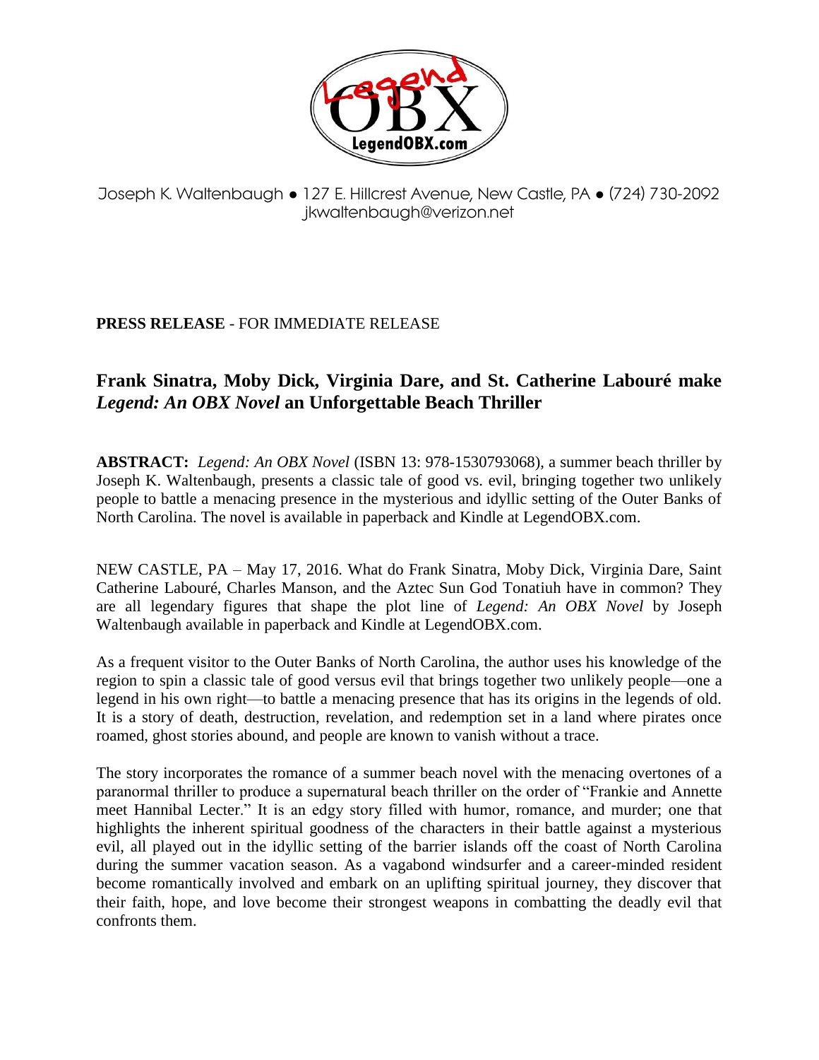Legend OBX

LegendOBX.com

Joseph K. Waltenbaugh ● 127 E. Hillcrest Avenue, New Castle, PA ● (724) 730-2092
jkwaltenbaugh@verizon.net

**PRESS RELEASE** - FOR IMMEDIATE RELEASE

## Frank Sinatra, Moby Dick, Virginia Dare, and St. Catherine Labouré make *Legend: An OBX Novel* an Unforgettable Beach Thriller

**ABSTRACT:** *Legend: An OBX Novel* (ISBN 13: 978-1530793068), a summer beach thriller by Joseph K. Waltenbaugh, presents a classic tale of good vs. evil, bringing together two unlikely people to battle a menacing presence in the mysterious and idyllic setting of the Outer Banks of North Carolina. The novel is available in paperback and Kindle at LegendOBX.com.

NEW CASTLE, PA – May 17, 2016. What do Frank Sinatra, Moby Dick, Virginia Dare, Saint Catherine Labouré, Charles Manson, and the Aztec Sun God Tonatiuh have in common? They are all legendary figures that shape the plot line of *Legend: An OBX Novel* by Joseph Waltenbaugh available in paperback and Kindle at LegendOBX.com.

As a frequent visitor to the Outer Banks of North Carolina, the author uses his knowledge of the region to spin a classic tale of good versus evil that brings together two unlikely people—one a legend in his own right—to battle a menacing presence that has its origins in the legends of old. It is a story of death, destruction, revelation, and redemption set in a land where pirates once roamed, ghost stories abound, and people are known to vanish without a trace.

The story incorporates the romance of a summer beach novel with the menacing overtones of a paranormal thriller to produce a supernatural beach thriller on the order of "Frankie and Annette meet Hannibal Lecter." It is an edgy story filled with humor, romance, and murder; one that highlights the inherent spiritual goodness of the characters in their battle against a mysterious evil, all played out in the idyllic setting of the barrier islands off the coast of North Carolina during the summer vacation season. As a vagabond windsurfer and a career-minded resident become romantically involved and embark on an uplifting spiritual journey, they discover that their faith, hope, and love become their strongest weapons in combatting the deadly evil that confronts them.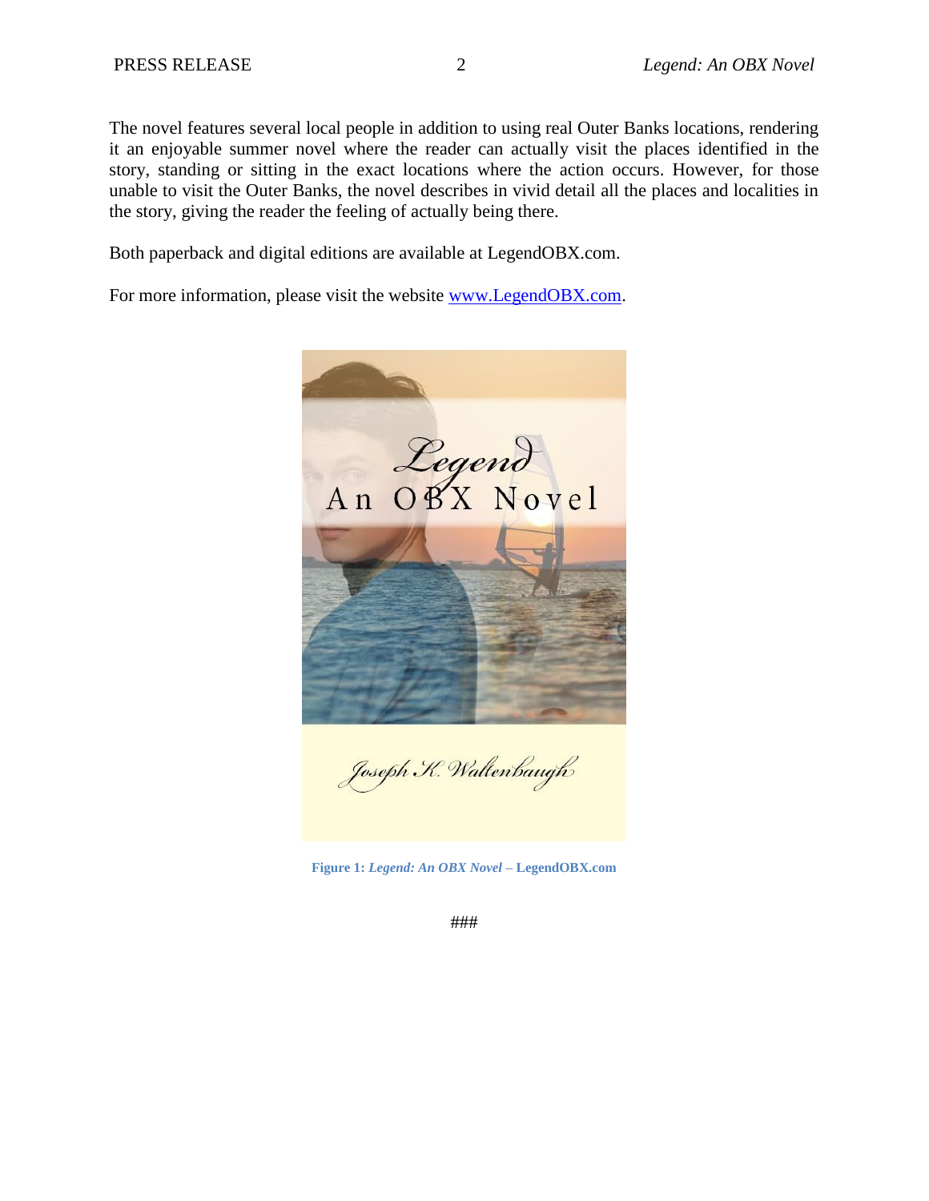The novel features several local people in addition to using real Outer Banks locations, rendering it an enjoyable summer novel where the reader can actually visit the places identified in the story, standing or sitting in the exact locations where the action occurs. However, for those unable to visit the Outer Banks, the novel describes in vivid detail all the places and localities in the story, giving the reader the feeling of actually being there.

Both paperback and digital editions are available at LegendOBX.com.

For more information, please visit the website www.LegendOBX.com.

**Figure 1: *Legend: An OBX Novel* – LegendOBX.com**

###